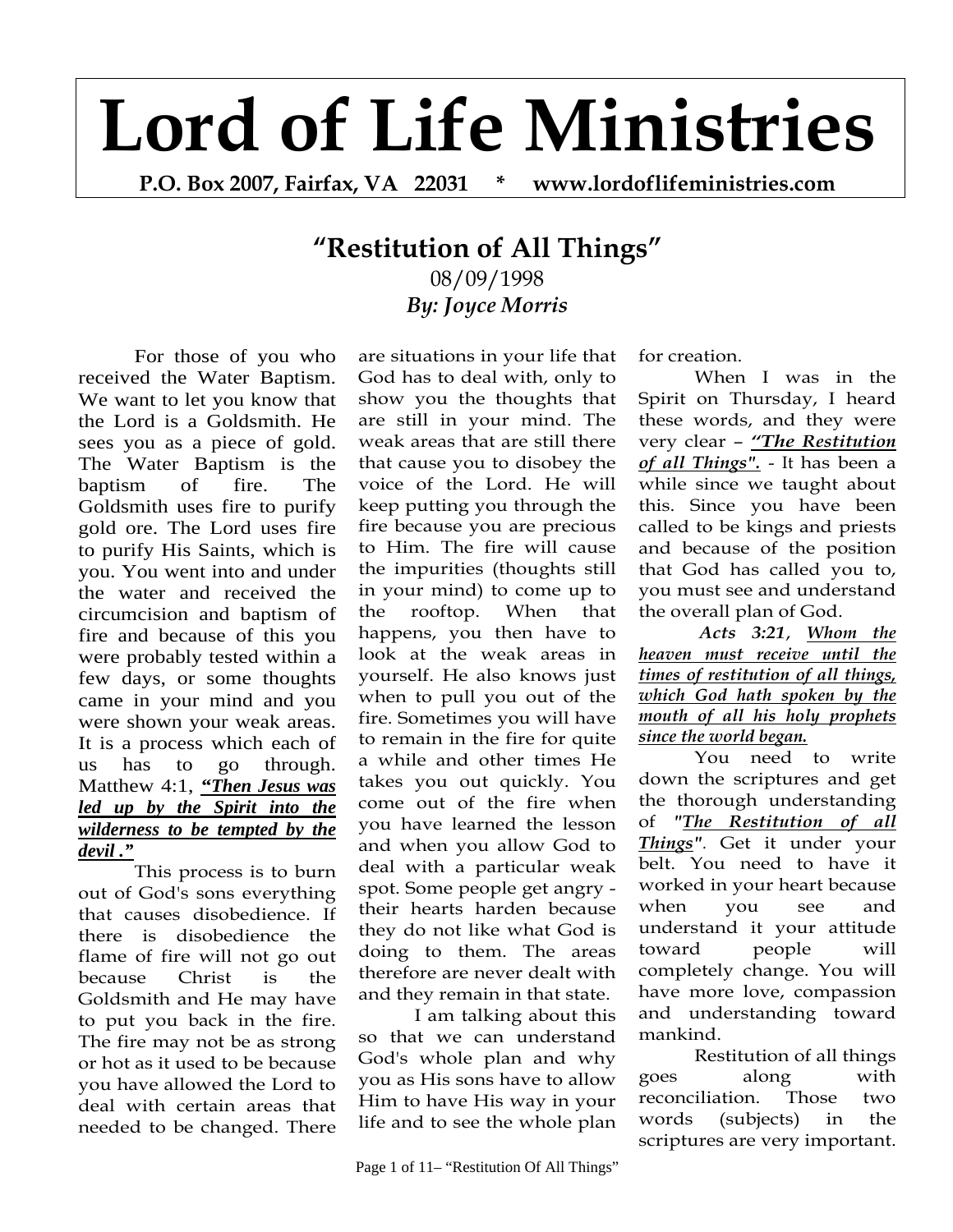# Lord of Life Ministries

**P.O. Box 2007, Fairfax, VA 22031 * www.lordoflifeministries.com**

## "Restitution of All Things"

08/09/1998

***By: Joyce Morris***

For those of you who received the Water Baptism. We want to let you know that the Lord is a Goldsmith. He sees you as a piece of gold. The Water Baptism is the baptism of fire. The Goldsmith uses fire to purify gold ore. The Lord uses fire to purify His Saints, which is you. You went into and under the water and received the circumcision and baptism of fire and because of this you were probably tested within a few days, or some thoughts came in your mind and you were shown your weak areas. It is a process which each of us has to go through. Matthew 4:1, ***<u>"Then Jesus was led up by the Spirit into the wilderness to be tempted by the devil ."</u>***

This process is to burn out of God's sons everything that causes disobedience. If there is disobedience the flame of fire will not go out because Christ is the Goldsmith and He may have to put you back in the fire. The fire may not be as strong or hot as it used to be because you have allowed the Lord to deal with certain areas that needed to be changed. There are situations in your life that God has to deal with, only to show you the thoughts that are still in your mind. The weak areas that are still there that cause you to disobey the voice of the Lord. He will keep putting you through the fire because you are precious to Him. The fire will cause the impurities (thoughts still in your mind) to come up to the rooftop. When that happens, you then have to look at the weak areas in yourself. He also knows just when to pull you out of the fire. Sometimes you will have to remain in the fire for quite a while and other times He takes you out quickly. You come out of the fire when you have learned the lesson and when you allow God to deal with a particular weak spot. Some people get angry - their hearts harden because they do not like what God is doing to them. The areas therefore are never dealt with and they remain in that state.

I am talking about this so that we can understand God's whole plan and why you as His sons have to allow Him to have His way in your life and to see the whole plan for creation.

When I was in the Spirit on Thursday, I heard these words, and they were very clear – ***<u>"The Restitution of all Things".</u>*** - It has been a while since we taught about this. Since you have been called to be kings and priests and because of the position that God has called you to, you must see and understand the overall plan of God.

***Acts 3:21***, ***<u>Whom the heaven must receive until the times of restitution of all things, which God hath spoken by the mouth of all his holy prophets since the world began.</u>***

You need to write down the scriptures and get the thorough understanding of ***<u>"The Restitution of all Things"</u>***. Get it under your belt. You need to have it worked in your heart because when you see and understand it your attitude toward people will completely change. You will have more love, compassion and understanding toward mankind.

Restitution of all things goes along with reconciliation. Those two words (subjects) in the scriptures are very important.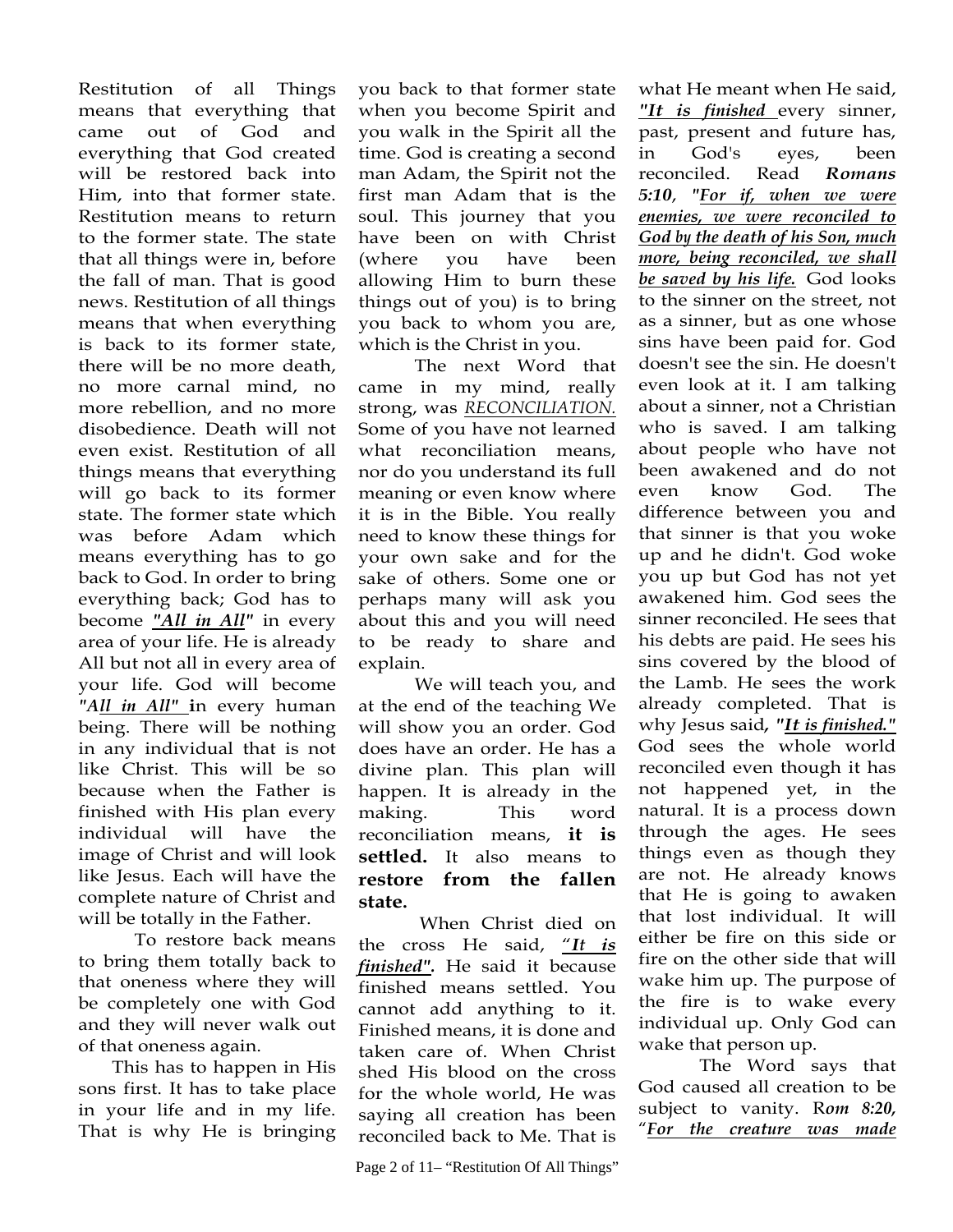Restitution of all Things means that everything that came out of God and everything that God created will be restored back into Him, into that former state. Restitution means to return to the former state. The state that all things were in, before the fall of man. That is good news. Restitution of all things means that when everything is back to its former state, there will be no more death, no more carnal mind, no more rebellion, and no more disobedience. Death will not even exist. Restitution of all things means that everything will go back to its former state. The former state which was before Adam which means everything has to go back to God. In order to bring everything back; God has to become ***"All in All"*** in every area of your life. He is already All but not all in every area of your life. God will become ***"All in All"*** in every human being. There will be nothing in any individual that is not like Christ. This will be so because when the Father is finished with His plan every individual will have the image of Christ and will look like Jesus. Each will have the complete nature of Christ and will be totally in the Father.

To restore back means to bring them totally back to that oneness where they will be completely one with God and they will never walk out of that oneness again.

This has to happen in His sons first. It has to take place in your life and in my life. That is why He is bringing you back to that former state when you become Spirit and you walk in the Spirit all the time. God is creating a second man Adam, the Spirit not the first man Adam that is the soul. This journey that you have been on with Christ (where you have been allowing Him to burn these things out of you) is to bring you back to whom you are, which is the Christ in you.

The next Word that came in my mind, really strong, was *RECONCILIATION.* Some of you have not learned what reconciliation means, nor do you understand its full meaning or even know where it is in the Bible. You really need to know these things for your own sake and for the sake of others. Some one or perhaps many will ask you about this and you will need to be ready to share and explain.

We will teach you, and at the end of the teaching We will show you an order. God does have an order. He has a divine plan. This plan will happen. It is already in the making. This word reconciliation means, **it is settled.** It also means to **restore from the fallen state.**

When Christ died on the cross He said, ***"It is finished".*** He said it because finished means settled. You cannot add anything to it. Finished means, it is done and taken care of. When Christ shed His blood on the cross for the whole world, He was saying all creation has been reconciled back to Me. That is what He meant when He said, ***"It is finished*** every sinner, past, present and future has, in God's eyes, been reconciled. Read ***Romans 5:10***, ***"For if, when we were enemies, we were reconciled to God by the death of his Son, much more, being reconciled, we shall be saved by his life.*** God looks to the sinner on the street, not as a sinner, but as one whose sins have been paid for. God doesn't see the sin. He doesn't even look at it. I am talking about a sinner, not a Christian who is saved. I am talking about people who have not been awakened and do not even know God. The difference between you and that sinner is that you woke up and he didn't. God woke you up but God has not yet awakened him. God sees the sinner reconciled. He sees that his debts are paid. He sees his sins covered by the blood of the Lamb. He sees the work already completed. That is why Jesus said, ***"It is finished."*** God sees the whole world reconciled even though it has not happened yet, in the natural. It is a process down through the ages. He sees things even as though they are not. He already knows that He is going to awaken that lost individual. It will either be fire on this side or fire on the other side that will wake him up. The purpose of the fire is to wake every individual up. Only God can wake that person up.

The Word says that God caused all creation to be subject to vanity. ***Rom 8:20***, ***"For the creature was made***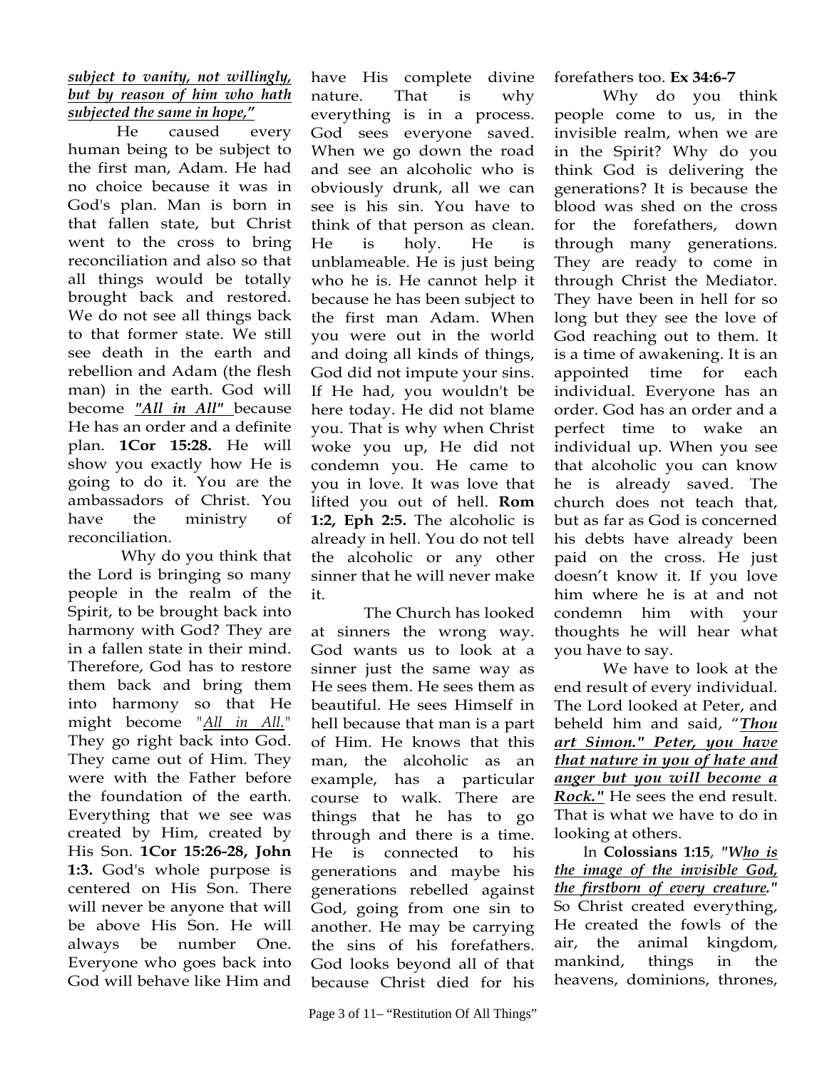***subject to vanity, not willingly, but by reason of him who hath subjected the same in hope,"***

He caused every human being to be subject to the first man, Adam. He had no choice because it was in God's plan. Man is born in that fallen state, but Christ went to the cross to bring reconciliation and also so that all things would be totally brought back and restored. We do not see all things back to that former state. We still see death in the earth and rebellion and Adam (the flesh man) in the earth. God will become ***"All in All"*** because He has an order and a definite plan. **1Cor 15:28.** He will show you exactly how He is going to do it. You are the ambassadors of Christ. You have the ministry of reconciliation.

Why do you think that the Lord is bringing so many people in the realm of the Spirit, to be brought back into harmony with God? They are in a fallen state in their mind. Therefore, God has to restore them back and bring them into harmony so that He might become *"All in All."* They go right back into God. They came out of Him. They were with the Father before the foundation of the earth. Everything that we see was created by Him, created by His Son. **1Cor 15:26-28, John 1:3.** God's whole purpose is centered on His Son. There will never be anyone that will be above His Son. He will always be number One. Everyone who goes back into God will behave like Him and have His complete divine nature. That is why everything is in a process. God sees everyone saved. When we go down the road and see an alcoholic who is obviously drunk, all we can see is his sin. You have to think of that person as clean. He is holy. He is unblameable. He is just being who he is. He cannot help it because he has been subject to the first man Adam. When you were out in the world and doing all kinds of things, God did not impute your sins. If He had, you wouldn't be here today. He did not blame you. That is why when Christ woke you up, He did not condemn you. He came to you in love. It was love that lifted you out of hell. **Rom 1:2, Eph 2:5.** The alcoholic is already in hell. You do not tell the alcoholic or any other sinner that he will never make it.

The Church has looked at sinners the wrong way. God wants us to look at a sinner just the same way as He sees them. He sees them as beautiful. He sees Himself in hell because that man is a part of Him. He knows that this man, the alcoholic as an example, has a particular course to walk. There are things that he has to go through and there is a time. He is connected to his generations and maybe his generations rebelled against God, going from one sin to another. He may be carrying the sins of his forefathers. God looks beyond all of that because Christ died for his forefathers too. **Ex 34:6-7**

Why do you think people come to us, in the invisible realm, when we are in the Spirit? Why do you think God is delivering the generations? It is because the blood was shed on the cross for the forefathers, down through many generations. They are ready to come in through Christ the Mediator. They have been in hell for so long but they see the love of God reaching out to them. It is a time of awakening. It is an appointed time for each individual. Everyone has an order. God has an order and a perfect time to wake an individual up. When you see that alcoholic you can know he is already saved. The church does not teach that, but as far as God is concerned his debts have already been paid on the cross. He just doesn't know it. If you love him where he is at and not condemn him with your thoughts he will hear what you have to say.

We have to look at the end result of every individual. The Lord looked at Peter, and beheld him and said, "***Thou art Simon." Peter, you have that nature in you of hate and anger but you will become a Rock."*** He sees the end result. That is what we have to do in looking at others.

In **Colossians 1:15**, ***"Who is the image of the invisible God, the firstborn of every creature."*** So Christ created everything, He created the fowls of the air, the animal kingdom, mankind, things in the heavens, dominions, thrones,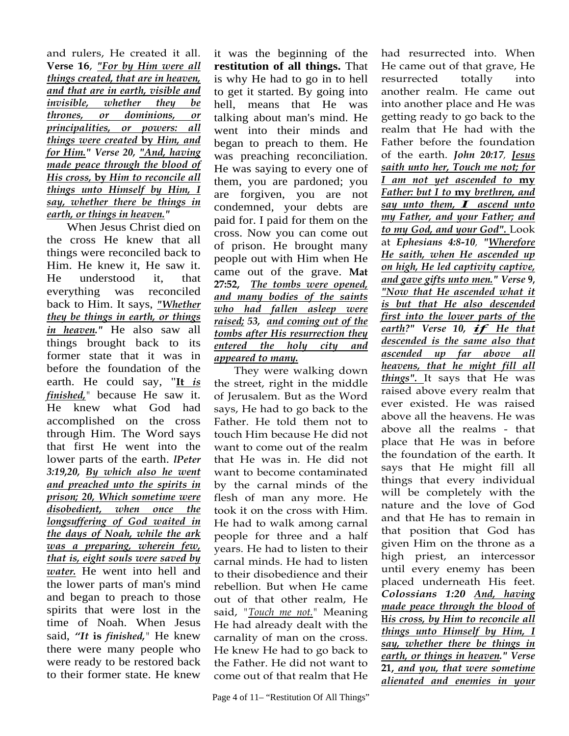and rulers, He created it all. **Verse 16**, ***"For by Him were all things created, that are in heaven, and that are in earth, visible and invisible, whether they be thrones, or dominions, or principalities, or powers: all things were created* by *Him, and for Him." Verse 20, "And, having made peace through the blood of His cross,* by *Him to reconcile all things unto Himself by Him, I say, whether there be things in earth, or things in heaven."***

When Jesus Christ died on the cross He knew that all things were reconciled back to Him. He knew it, He saw it. He understood it, that everything was reconciled back to Him. It says, *"Whether they be things in earth, or things in heaven."* He also saw all things brought back to its former state that it was in before the foundation of the earth. He could say, "**It** *is finished,*" because He saw it. He knew what God had accomplished on the cross through Him. The Word says that first He went into the lower parts of the earth. ***lPeter 3:19,20, By which also he went and preached unto the spirits in prison; 20, Which sometime were disobedient, when once the longsuffering of God waited in the days of Noah, while the ark was a preparing, wherein few, that is, eight souls were saved by water.*** He went into hell and the lower parts of man's mind and began to preach to those spirits that were lost in the time of Noah. When Jesus said, ***"It* is *finished,*"** He knew there were many people who were ready to be restored back to their former state. He knew it was the beginning of the **restitution of all things.** That is why He had to go in to hell to get it started. By going into hell, means that He was talking about man's mind. He went into their minds and began to preach to them. He was preaching reconciliation. He was saying to every one of them, you are pardoned; you are forgiven, you are not condemned, your debts are paid for. I paid for them on the cross. Now you can come out of prison. He brought many people out with Him when He came out of the grave. **Mat 27:52,** ***The tombs were opened, and many bodies of the saints who had fallen asleep were raised; 53, and coming out of the tombs after His resurrection they entered the holy city and appeared to many.***

They were walking down the street, right in the middle of Jerusalem. But as the Word says, He had to go back to the Father. He told them not to touch Him because He did not want to come out of the realm that He was in. He did not want to become contaminated by the carnal minds of the flesh of man any more. He took it on the cross with Him. He had to walk among carnal people for three and a half years. He had to listen to their carnal minds. He had to listen to their disobedience and their rebellion. But when He came out of that other realm, He said, "*Touch me not.*" Meaning He had already dealt with the carnality of man on the cross. He knew He had to go back to the Father. He did not want to come out of that realm that He had resurrected into. When He came out of that grave, He resurrected totally into another realm. He came out into another place and He was getting ready to go back to the realm that He had with the Father before the foundation of the earth. ***John 20:17, Jesus saith unto her, Touch me not; for I am not yet ascended to* my *Father: but I to* my *brethren, and say unto them, I ascend unto my Father, and your Father; and to my God, and your God".*** Look at ***Ephesians 4:8-10, "Wherefore He saith, when He ascended up on high, He led captivity captive, and gave gifts unto men." Verse 9, "Now that He ascended what it is but that He also descended first into the lower parts of the earth?" Verse 10, if He that descended is the same also that ascended up far above all heavens, that he might fill all things".*** It says that He was raised above every realm that ever existed. He was raised above all the heavens. He was above all the realms - that place that He was in before the foundation of the earth. It says that He might fill all things that every individual will be completely with the nature and the love of God and that He has to remain in that position that God has given Him on the throne as a high priest, an intercessor until every enemy has been placed underneath His feet. ***Colossians 1:20 And, having made peace through the blood* of *His cross, by Him to reconcile all things unto Himself by Him, I say, whether there be things in earth, or things in heaven." Verse* 21, *and you, that were sometime alienated and enemies in your***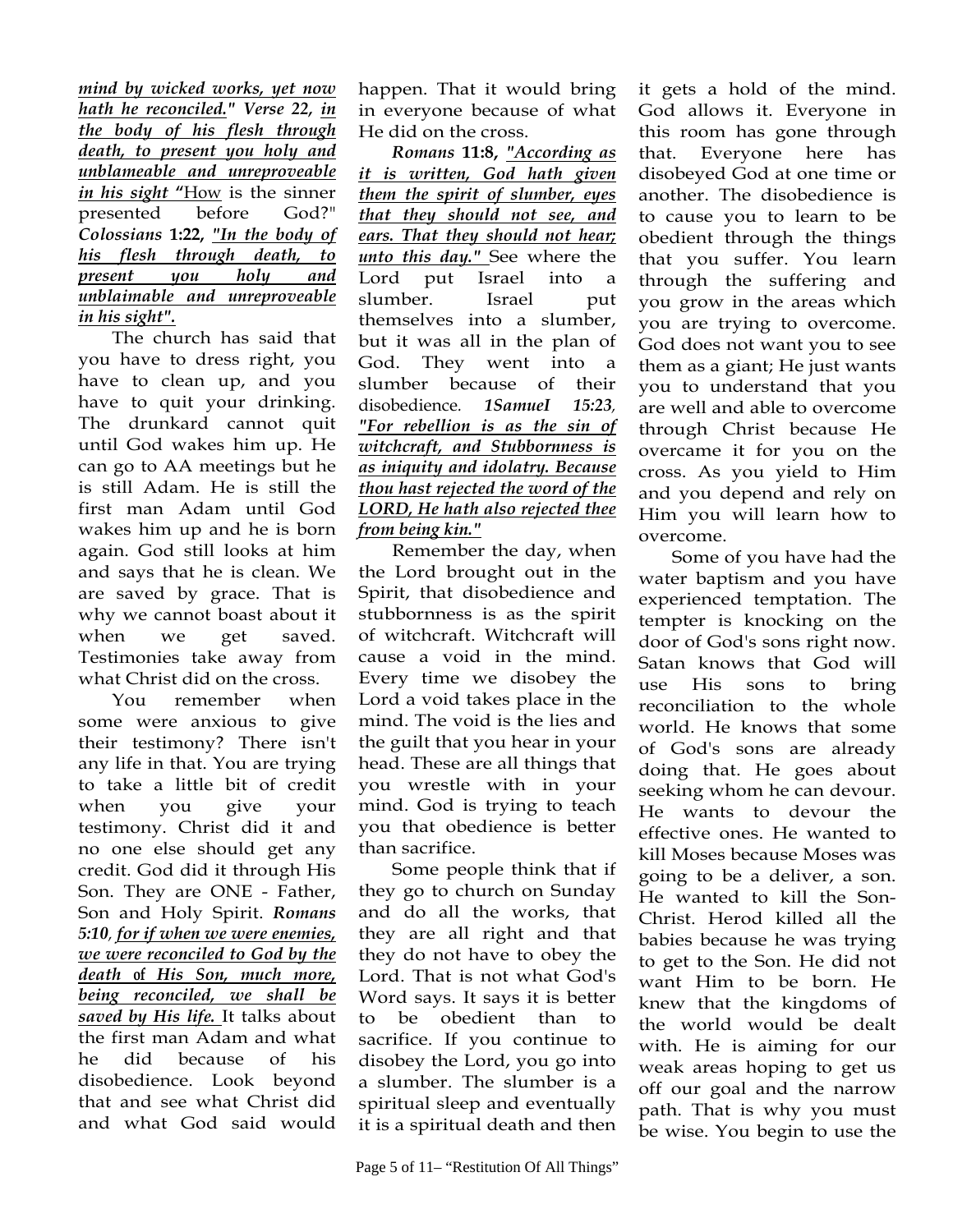***mind by wicked works, yet now hath he reconciled." Verse 22, in the body of his flesh through death, to present you holy and unblameable and unreproveable in his sight "***How is the sinner presented before God?" ***Colossians* 1:22, *"In the body of his flesh through death, to present you holy and unblaimable and unreproveable in his sight".***

The church has said that you have to dress right, you have to clean up, and you have to quit your drinking. The drunkard cannot quit until God wakes him up. He can go to AA meetings but he is still Adam. He is still the first man Adam until God wakes him up and he is born again. God still looks at him and says that he is clean. We are saved by grace. That is why we cannot boast about it when we get saved. Testimonies take away from what Christ did on the cross.

You remember when some were anxious to give their testimony? There isn't any life in that. You are trying to take a little bit of credit when you give your testimony. Christ did it and no one else should get any credit. God did it through His Son. They are ONE - Father, Son and Holy Spirit. ***Romans 5:10**, for if when we were enemies, we were reconciled to God by the death of His Son, much more, being reconciled, we shall be saved by His life.* It talks about the first man Adam and what he did because of his disobedience. Look beyond that and see what Christ did and what God said would happen. That it would bring in everyone because of what He did on the cross.

***Romans* 11:8, *"According as it is written, God hath given them the spirit of slumber, eyes that they should not see, and ears. That they should not hear; unto this day."*** See where the Lord put Israel into a slumber. Israel put themselves into a slumber, but it was all in the plan of God. They went into a slumber because of their disobedience. ***1SamueI 15:23**, "For rebellion is as the sin of witchcraft, and Stubbornness is as iniquity and idolatry. Because thou hast rejected the word of the LORD, He hath also rejected thee from being kin."*

Remember the day, when the Lord brought out in the Spirit, that disobedience and stubbornness is as the spirit of witchcraft. Witchcraft will cause a void in the mind. Every time we disobey the Lord a void takes place in the mind. The void is the lies and the guilt that you hear in your head. These are all things that you wrestle with in your mind. God is trying to teach you that obedience is better than sacrifice.

Some people think that if they go to church on Sunday and do all the works, that they are all right and that they do not have to obey the Lord. That is not what God's Word says. It says it is better to be obedient than to sacrifice. If you continue to disobey the Lord, you go into a slumber. The slumber is a spiritual sleep and eventually it is a spiritual death and then it gets a hold of the mind. God allows it. Everyone in this room has gone through that. Everyone here has disobeyed God at one time or another. The disobedience is to cause you to learn to be obedient through the things that you suffer. You learn through the suffering and you grow in the areas which you are trying to overcome. God does not want you to see them as a giant; He just wants you to understand that you are well and able to overcome through Christ because He overcame it for you on the cross. As you yield to Him and you depend and rely on Him you will learn how to overcome.

Some of you have had the water baptism and you have experienced temptation. The tempter is knocking on the door of God's sons right now. Satan knows that God will use His sons to bring reconciliation to the whole world. He knows that some of God's sons are already doing that. He goes about seeking whom he can devour. He wants to devour the effective ones. He wanted to kill Moses because Moses was going to be a deliver, a son. He wanted to kill the Son-Christ. Herod killed all the babies because he was trying to get to the Son. He did not want Him to be born. He knew that the kingdoms of the world would be dealt with. He is aiming for our weak areas hoping to get us off our goal and the narrow path. That is why you must be wise. You begin to use the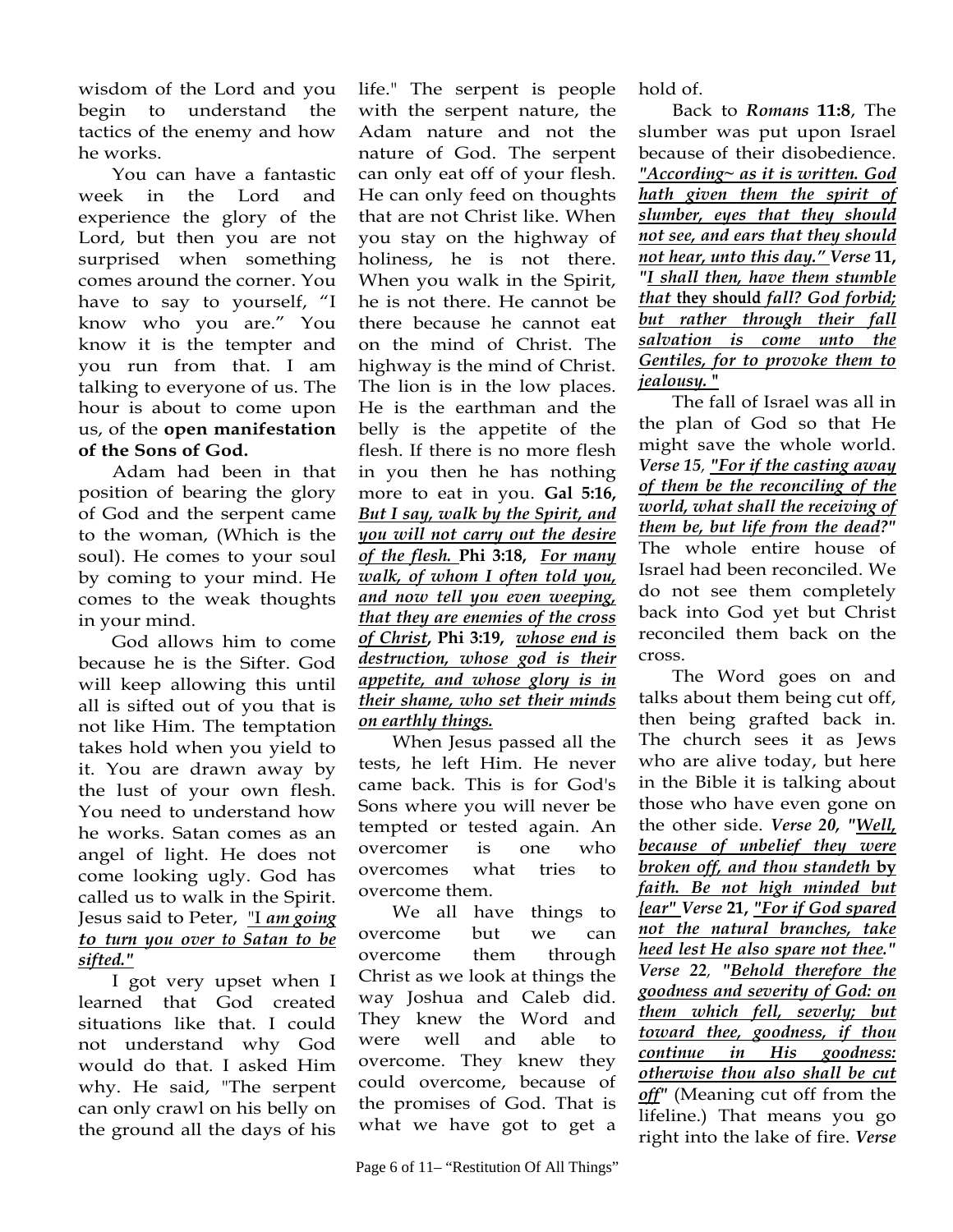wisdom of the Lord and you begin to understand the tactics of the enemy and how he works.

You can have a fantastic week in the Lord and experience the glory of the Lord, but then you are not surprised when something comes around the corner. You have to say to yourself, "I know who you are." You know it is the tempter and you run from that. I am talking to everyone of us. The hour is about to come upon us, of the **open manifestation of the Sons of God.**

Adam had been in that position of bearing the glory of God and the serpent came to the woman, (Which is the soul). He comes to your soul by coming to your mind. He comes to the weak thoughts in your mind.

God allows him to come because he is the Sifter. God will keep allowing this until all is sifted out of you that is not like Him. The temptation takes hold when you yield to it. You are drawn away by the lust of your own flesh. You need to understand how he works. Satan comes as an angel of light. He does not come looking ugly. God has called us to walk in the Spirit. Jesus said to Peter, <u>*"I am going to turn you over to Satan to be sifted."*</u>

I got very upset when I learned that God created situations like that. I could not understand why God would do that. I asked Him why. He said, "The serpent can only crawl on his belly on the ground all the days of his life." The serpent is people with the serpent nature, the Adam nature and not the nature of God. The serpent can only eat off of your flesh. He can only feed on thoughts that are not Christ like. When you stay on the highway of holiness, he is not there. When you walk in the Spirit, he is not there. He cannot be there because he cannot eat on the mind of Christ. The highway is the mind of Christ. The lion is in the low places. He is the earthman and the belly is the appetite of the flesh. If there is no more flesh in you then he has nothing more to eat in you. **Gal 5:16,** <u>*But I say, walk by the Spirit, and you will not carry out the desire of the flesh.*</u> **Phi 3:18,** <u>*For many walk, of whom I often told you, and now tell you even weeping, that they are enemies of the cross of Christ,*</u> **Phi 3:19,** <u>*whose end is destruction, whose god is their appetite, and whose glory is in their shame, who set their minds on earthly things.*</u>

When Jesus passed all the tests, he left Him. He never came back. This is for God's Sons where you will never be tempted or tested again. An overcomer is one who overcomes what tries to overcome them.

We all have things to overcome but we can overcome them through Christ as we look at things the way Joshua and Caleb did. They knew the Word and were well and able to overcome. They knew they could overcome, because of the promises of God. That is what we have got to get a hold of.

Back to ***Romans* 11:8**, The slumber was put upon Israel because of their disobedience. <u>*"According~ as it is written. God hath given them the spirit of slumber, eyes that they should not see, and ears that they should not hear, unto this day."*</u> ***Verse* 11,** <u>*"I shall then, have them stumble that* **they should** *fall? God forbid; but rather through their fall salvation is come unto the Gentiles, for to provoke them to jealousy."*</u>

The fall of Israel was all in the plan of God so that He might save the whole world. ***Verse 15***, <u>*"For if the casting away of them be the reconciling of the world, what shall the receiving of them be, but life from the dead?"*</u> The whole entire house of Israel had been reconciled. We do not see them completely back into God yet but Christ reconciled them back on the cross.

The Word goes on and talks about them being cut off, then being grafted back in. The church sees it as Jews who are alive today, but here in the Bible it is talking about those who have even gone on the other side. ***Verse 20,*** <u>*"Well, because of unbelief they were broken off, and thou standeth* **by** *faith. Be not high minded but fear"*</u> ***Verse* 21,** <u>*"For if God spared not the natural branches, take heed lest He also spare not thee."*</u> ***Verse 22***, <u>*"Behold therefore the goodness and severity of God: on them which fell, severly; but toward thee, goodness, if thou continue in His goodness: otherwise thou also shall be cut off"*</u> (Meaning cut off from the lifeline.) That means you go right into the lake of fire. ***Verse***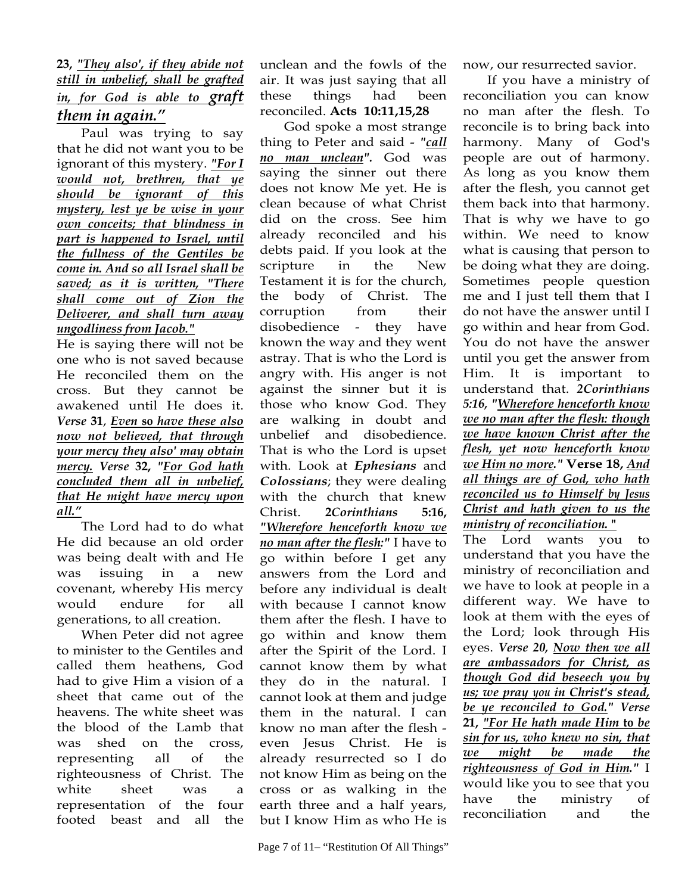**23,** ***"They also', if they abide not still in unbelief, shall be grafted in, for God is able to graft them in again."***

Paul was trying to say that he did not want you to be ignorant of this mystery. ***"For I would not, brethren, that ye should be ignorant of this mystery, lest ye be wise in your own conceits; that blindness in part is happened to Israel, until the fullness of the Gentiles be come in. And so all Israel shall be saved; as it is written, "There shall come out of Zion the Deliverer, and shall turn away ungodliness from Jacob."***

He is saying there will not be one who is not saved because He reconciled them on the cross. But they cannot be awakened until He does it. ***Verse* 31**, ***Even* so *have these also now not believed, that through your mercy they also' may obtain mercy.*** ***Verse* 32, *"For God hath concluded them all in unbelief, that He might have mercy upon all."***

The Lord had to do what He did because an old order was being dealt with and He was issuing in a new covenant, whereby His mercy would endure for all generations, to all creation.

When Peter did not agree to minister to the Gentiles and called them heathens, God had to give Him a vision of a sheet that came out of the heavens. The white sheet was the blood of the Lamb that was shed on the cross, representing all of the righteousness of Christ. The white sheet was a representation of the four footed beast and all the unclean and the fowls of the air. It was just saying that all these things had been reconciled. **Acts 10:11,15,28**

God spoke a most strange thing to Peter and said - ***"call no man unclean".*** God was saying the sinner out there does not know Me yet. He is clean because of what Christ did on the cross. See him already reconciled and his debts paid. If you look at the scripture in the New Testament it is for the church, the body of Christ. The corruption from their disobedience - they have known the way and they went astray. That is who the Lord is angry with. His anger is not against the sinner but it is those who know God. They are walking in doubt and unbelief and disobedience. That is who the Lord is upset with. Look at ***Ephesians*** and ***Colossians***; they were dealing with the church that knew Christ. **2*Corinthians* 5:16,** ***"Wherefore henceforth know we no man after the flesh:"*** I have to go within before I get any answers from the Lord and before any individual is dealt with because I cannot know them after the flesh. I have to go within and know them after the Spirit of the Lord. I cannot know them by what they do in the natural. I cannot look at them and judge them in the natural. I can know no man after the flesh - even Jesus Christ. He is already resurrected so I do not know Him as being on the cross or as walking in the earth three and a half years, but I know Him as who He is now, our resurrected savior.

If you have a ministry of reconciliation you can know no man after the flesh. To reconcile is to bring back into harmony. Many of God's people are out of harmony. As long as you know them after the flesh, you cannot get them back into that harmony. That is why we have to go within. We need to know what is causing that person to be doing what they are doing. Sometimes people question me and I just tell them that I do not have the answer until I go within and hear from God. You do not have the answer until you get the answer from Him. It is important to understand that. ***2Corinthians 5:16, "Wherefore henceforth know we no man after the flesh: though we have known Christ after the flesh, yet now henceforth know we Him no more."*** **Verse 18,** ***And all things are of God, who hath reconciled us to Himself by Jesus Christ and hath given to us the ministry of reconciliation."***

The Lord wants you to understand that you have the ministry of reconciliation and we have to look at people in a different way. We have to look at them with the eyes of the Lord; look through His eyes. ***Verse 20, Now then we all are ambassadors for Christ, as though God did beseech you by us; we pray you in Christ's stead, be ye reconciled to God." Verse*** **21,** ***"For He hath made Him*** **to** ***be sin for us, who knew no sin, that we might be made the righteousness of God in Him."*** I would like you to see that you have the ministry of reconciliation and the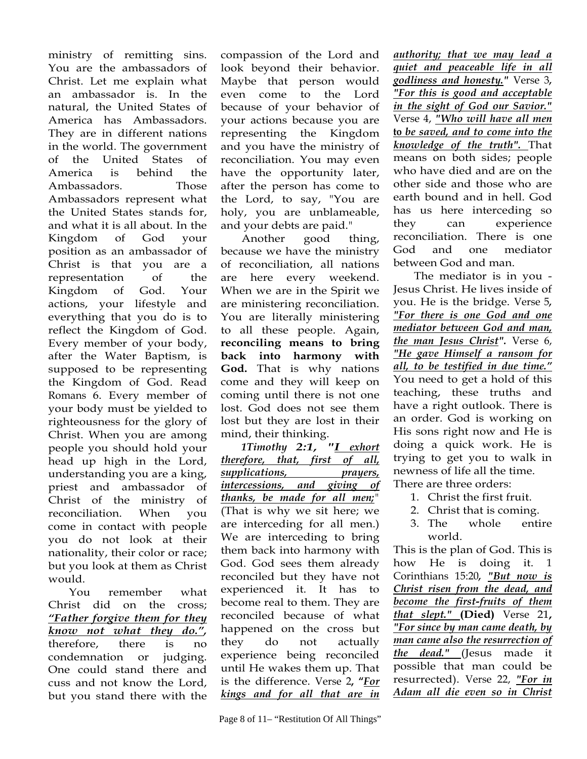ministry of remitting sins. You are the ambassadors of Christ. Let me explain what an ambassador is. In the natural, the United States of America has Ambassadors. They are in different nations in the world. The government of the United States of America is behind the Ambassadors. Those Ambassadors represent what the United States stands for, and what it is all about. In the Kingdom of God your position as an ambassador of Christ is that you are a representation of the Kingdom of God. Your actions, your lifestyle and everything that you do is to reflect the Kingdom of God. Every member of your body, after the Water Baptism, is supposed to be representing the Kingdom of God. Read Romans 6. Every member of your body must be yielded to righteousness for the glory of Christ. When you are among people you should hold your head up high in the Lord, understanding you are a king, priest and ambassador of Christ of the ministry of reconciliation. When you come in contact with people you do not look at their nationality, their color or race; but you look at them as Christ would.

You remember what Christ did on the cross; ***"Father forgive them for they know not what they do."***, therefore, there is no condemnation or judging. One could stand there and cuss and not know the Lord, but you stand there with the compassion of the Lord and look beyond their behavior. Maybe that person would even come to the Lord because of your behavior of your actions because you are representing the Kingdom and you have the ministry of reconciliation. You may even have the opportunity later, after the person has come to the Lord, to say, "You are holy, you are unblameable, and your debts are paid."

Another good thing, because we have the ministry of reconciliation, all nations are here every weekend. When we are in the Spirit we are ministering reconciliation. You are literally ministering to all these people. Again, **reconciling means to bring back into harmony with God.** That is why nations come and they will keep on coming until there is not one lost. God does not see them lost but they are lost in their mind, their thinking.

*1Timothy **2:1,*** ***"I exhort therefore, that, first of all, supplications, prayers, intercessions, and giving of thanks, be made for all men;"*** (That is why we sit here; we are interceding for all men.) We are interceding to bring them back into harmony with God. God sees them already reconciled but they have not experienced it. It has to become real to them. They are reconciled because of what happened on the cross but they do not actually experience being reconciled until He wakes them up. That is the difference. Verse 2, ***"For kings and for all that are in authority; that we may lead a quiet and peaceable life in all godliness and honesty."*** Verse 3, ***"For this is good and acceptable in the sight of God our Savior."*** Verse 4, ***"Who will have all men to be saved, and to come into the knowledge of the truth".*** That means on both sides; people who have died and are on the other side and those who are earth bound and in hell. God has us here interceding so they can experience reconciliation. There is one God and one mediator between God and man.

The mediator is in you - Jesus Christ. He lives inside of you. He is the bridge. Verse 5, ***"For there is one God and one mediator between God and man, the man Jesus Christ".*** Verse 6, ***"He gave Himself a ransom for all, to be testified in due time."*** You need to get a hold of this teaching, these truths and have a right outlook. There is an order. God is working on His sons right now and He is doing a quick work. He is trying to get you to walk in newness of life all the time.

There are three orders:

1. Christ the first fruit.
2. Christ that is coming.
3. The whole entire world.

This is the plan of God. This is how He is doing it. 1 Corinthians 15:20, ***"But now is Christ risen from the dead, and become the first-fruits of them that slept."*** **(Died)** Verse 21, ***"For since by man came death, by man came also the resurrection of the dead."*** (Jesus made it possible that man could be resurrected). Verse 22, ***"For in Adam all die even so in Christ***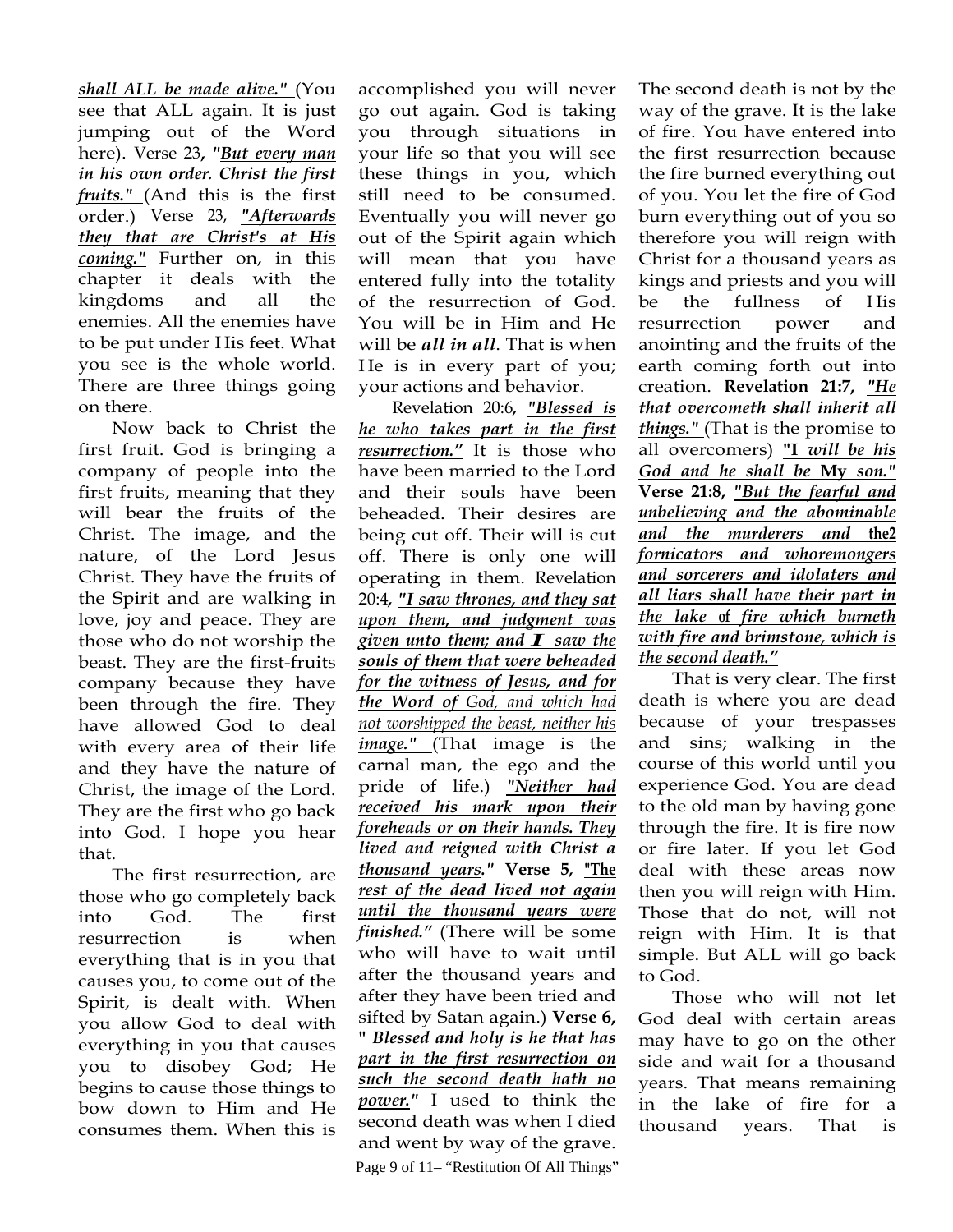***shall ALL be made alive."*** (You see that ALL again. It is just jumping out of the Word here). Verse 23, ***"But every man in his own order. Christ the first fruits."*** (And this is the first order.) Verse 23, ***"Afterwards they that are Christ's at His coming."*** Further on, in this chapter it deals with the kingdoms and all the enemies. All the enemies have to be put under His feet. What you see is the whole world. There are three things going on there.

Now back to Christ the first fruit. God is bringing a company of people into the first fruits, meaning that they will bear the fruits of the Christ. The image, and the nature, of the Lord Jesus Christ. They have the fruits of the Spirit and are walking in love, joy and peace. They are those who do not worship the beast. They are the first-fruits company because they have been through the fire. They have allowed God to deal with every area of their life and they have the nature of Christ, the image of the Lord. They are the first who go back into God. I hope you hear that.

The first resurrection, are those who go completely back into God. The first resurrection is when everything that is in you that causes you, to come out of the Spirit, is dealt with. When you allow God to deal with everything in you that causes you to disobey God; He begins to cause those things to bow down to Him and He consumes them. When this is accomplished you will never go out again. God is taking you through situations in your life so that you will see these things in you, which still need to be consumed. Eventually you will never go out of the Spirit again which will mean that you have entered fully into the totality of the resurrection of God. You will be in Him and He will be ***all in all***. That is when He is in every part of you; your actions and behavior.

Revelation 20:6, ***"Blessed is he who takes part in the first resurrection."*** It is those who have been married to the Lord and their souls have been beheaded. Their desires are being cut off. Their will is cut off. There is only one will operating in them. Revelation 20:4, ***"I saw thrones, and they sat upon them, and judgment was given unto them; and I saw the souls of them that were beheaded for the witness of Jesus, and for the Word of God, and which had not worshipped the beast, neither his image."*** (That image is the carnal man, the ego and the pride of life.) ***"Neither had received his mark upon their foreheads or on their hands. They lived and reigned with Christ a thousand years."*** **Verse 5**, ***"The rest of the dead lived not again until the thousand years were finished."*** (There will be some who will have to wait until after the thousand years and after they have been tried and sifted by Satan again.) **Verse 6**, ***" Blessed and holy is he that has part in the first resurrection on such the second death hath no power."*** I used to think the second death was when I died and went by way of the grave. The second death is not by the way of the grave. It is the lake of fire. You have entered into the first resurrection because the fire burned everything out of you. You let the fire of God burn everything out of you so therefore you will reign with Christ for a thousand years as kings and priests and you will be the fullness of His resurrection power and anointing and the fruits of the earth coming forth out into creation. **Revelation 21:7**, ***"He that overcometh shall inherit all things."*** (That is the promise to all overcomers) ***"I will be his God and he shall be My son."*** **Verse 21:8**, ***"But the fearful and unbelieving and the abominable and the murderers and the2 fornicators and whoremongers and sorcerers and idolaters and all liars shall have their part in the lake of fire which burneth with fire and brimstone, which is the second death."***

That is very clear. The first death is where you are dead because of your trespasses and sins; walking in the course of this world until you experience God. You are dead to the old man by having gone through the fire. It is fire now or fire later. If you let God deal with these areas now then you will reign with Him. Those that do not, will not reign with Him. It is that simple. But ALL will go back to God.

Those who will not let God deal with certain areas may have to go on the other side and wait for a thousand years. That means remaining in the lake of fire for a thousand years. That is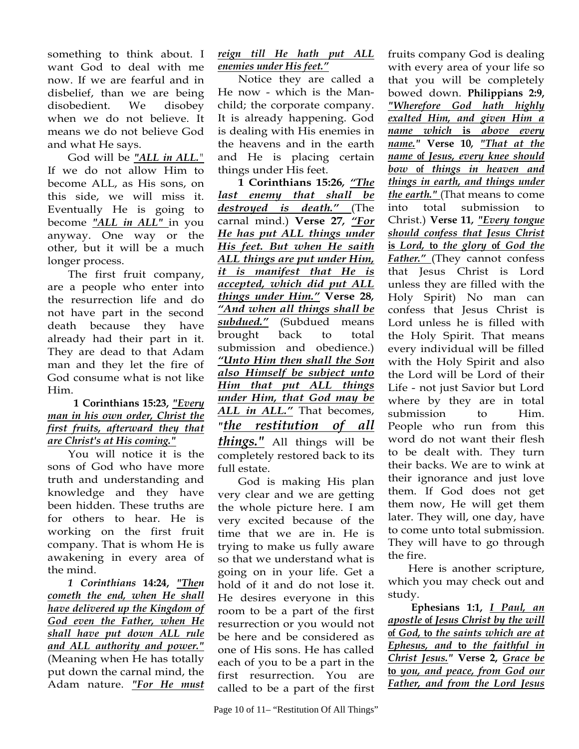something to think about. I want God to deal with me now. If we are fearful and in disbelief, than we are being disobedient. We disobey when we do not believe. It means we do not believe God and what He says.

God will be ***"ALL in ALL."*** If we do not allow Him to become ALL, as His sons, on this side, we will miss it. Eventually He is going to become ***"ALL in ALL"*** in you anyway. One way or the other, but it will be a much longer process.

The first fruit company, are a people who enter into the resurrection life and do not have part in the second death because they have already had their part in it. They are dead to that Adam man and they let the fire of God consume what is not like Him.

**1 Corinthians 15:23,** ***"Every man in his own order, Christ the first fruits, afterward they that are Christ's at His coming."***

You will notice it is the sons of God who have more truth and understanding and knowledge and they have been hidden. These truths are for others to hear. He is working on the first fruit company. That is whom He is awakening in every area of the mind.

*1 Corinthians* **14:24,** ***"Then cometh the end, when He shall have delivered up the Kingdom of God even the Father, when He shall have put down ALL rule and ALL authority and power."*** (Meaning when He has totally put down the carnal mind, the Adam nature. ***"For He must reign till He hath put ALL enemies under His feet."***

Notice they are called a He now - which is the Man-child; the corporate company. It is already happening. God is dealing with His enemies in the heavens and in the earth and He is placing certain things under His feet.

**1 Corinthians 15:26,** ***"The last enemy that shall be destroyed is death."*** (The carnal mind.) **Verse 27,** ***"For He has put ALL things under His feet. But when He saith ALL things are put under Him, it is manifest that He is accepted, which did put ALL things under Him."*** **Verse 28,** ***"And when all things shall be subdued."*** (Subdued means brought back to total submission and obedience.) ***"Unto Him then shall the Son also Himself be subject unto Him that put ALL things under Him, that God may be ALL in ALL."*** That becomes, ***"the restitution of all things."*** All things will be completely restored back to its full estate.

God is making His plan very clear and we are getting the whole picture here. I am very excited because of the time that we are in. He is trying to make us fully aware so that we understand what is going on in your life. Get a hold of it and do not lose it. He desires everyone in this room to be a part of the first resurrection or you would not be here and be considered as one of His sons. He has called each of you to be a part in the first resurrection. You are called to be a part of the first fruits company God is dealing with every area of your life so that you will be completely bowed down. **Philippians 2:9,** ***"Wherefore God hath highly exalted Him, and given Him a name which is above every name."*** **Verse 10,** ***"That at the name of Jesus, every knee should bow of things in heaven and things in earth, and things under the earth."*** (That means to come into total submission to Christ.) **Verse 11,** ***"Every tongue should confess that Jesus Christ is Lord, to the glory of God the Father."*** (They cannot confess that Jesus Christ is Lord unless they are filled with the Holy Spirit) No man can confess that Jesus Christ is Lord unless he is filled with the Holy Spirit. That means every individual will be filled with the Holy Spirit and also the Lord will be Lord of their Life - not just Savior but Lord where by they are in total submission to Him. People who run from this word do not want their flesh to be dealt with. They turn their backs. We are to wink at their ignorance and just love them. If God does not get them now, He will get them later. They will, one day, have to come unto total submission. They will have to go through the fire.

Here is another scripture, which you may check out and study.

**Ephesians 1:1,** ***I Paul, an apostle of Jesus Christ by the will of God, to the saints which are at Ephesus, and to the faithful in Christ Jesus."*** **Verse 2,** ***Grace be to you, and peace, from God our Father, and from the Lord Jesus***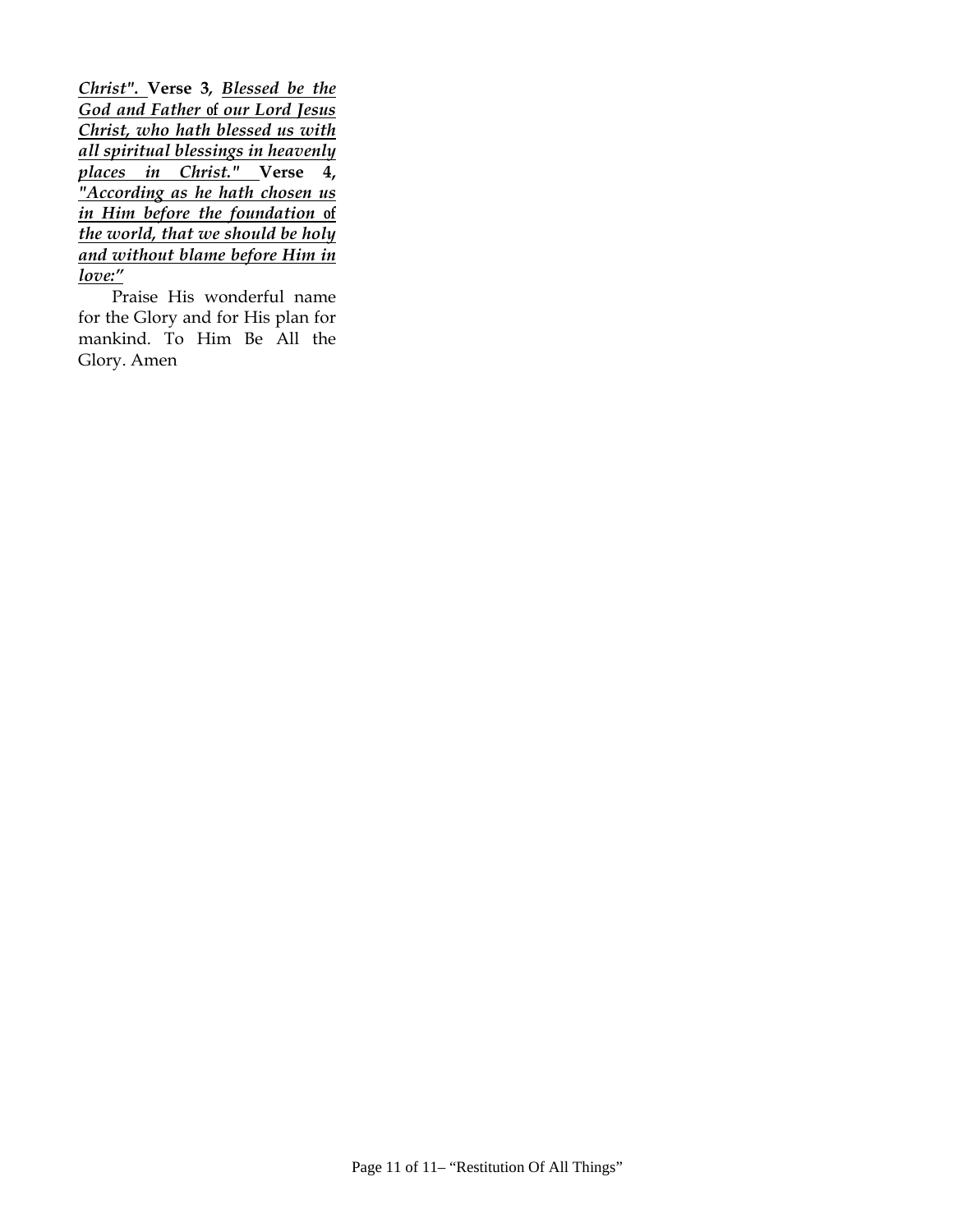***Christ".*** **Verse 3,** ***Blessed be the God and Father of our Lord Jesus Christ, who hath blessed us with all spiritual blessings in heavenly places in Christ."*** **Verse 4,** ***"According as he hath chosen us in Him before the foundation of the world, that we should be holy and without blame before Him in love:"***

Praise His wonderful name for the Glory and for His plan for mankind. To Him Be All the Glory. Amen